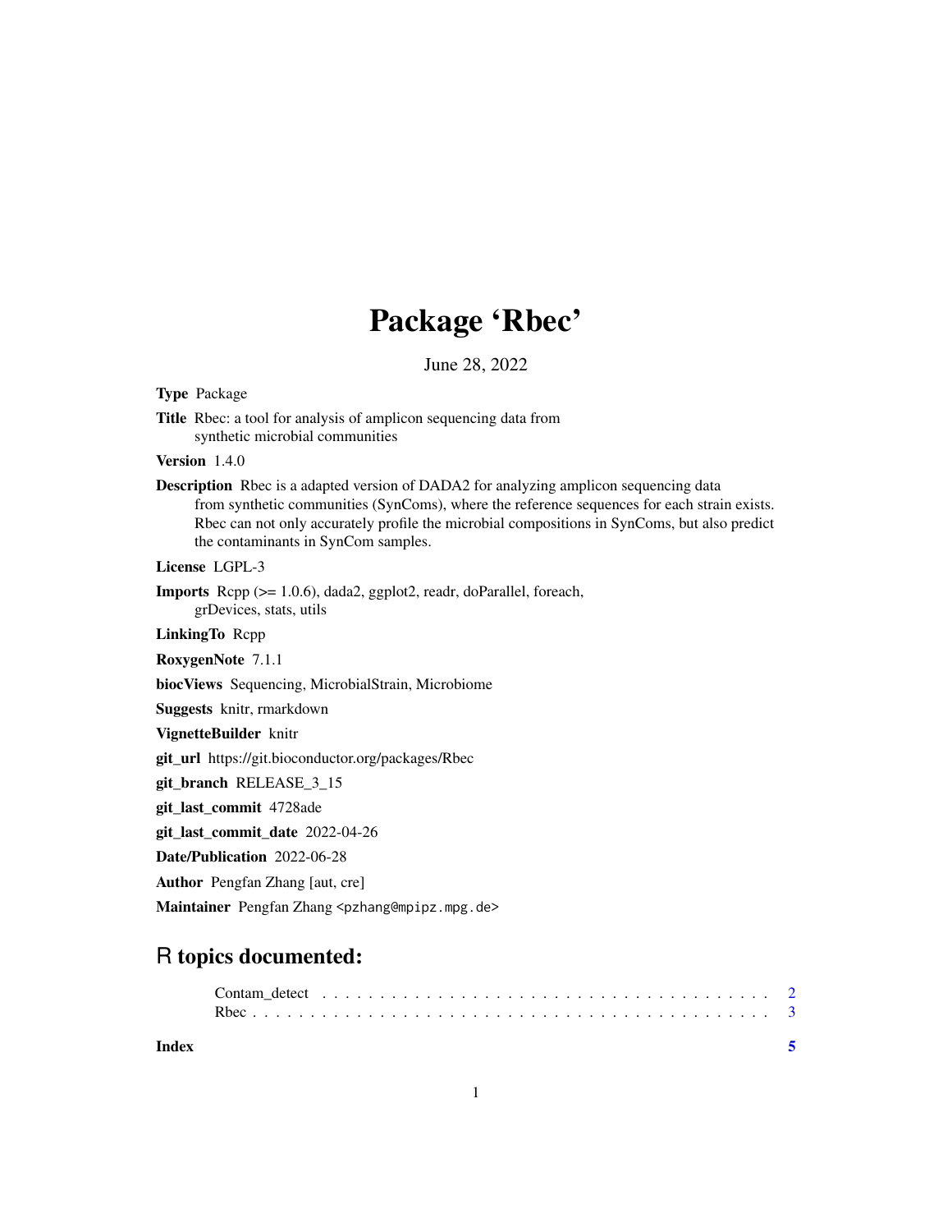# Package 'Rbec'

June 28, 2022

**Type** Package

**Title** Rbec: a tool for analysis of amplicon sequencing data from synthetic microbial communities

**Version** 1.4.0

**Description** Rbec is a adapted version of DADA2 for analyzing amplicon sequencing data from synthetic communities (SynComs), where the reference sequences for each strain exists. Rbec can not only accurately profile the microbial compositions in SynComs, but also predict the contaminants in SynCom samples.

**License** LGPL-3

**Imports** Rcpp (>= 1.0.6), dada2, ggplot2, readr, doParallel, foreach, grDevices, stats, utils

**LinkingTo** Rcpp

**RoxygenNote** 7.1.1

**biocViews** Sequencing, MicrobialStrain, Microbiome

**Suggests** knitr, rmarkdown

**VignetteBuilder** knitr

**git_url** https://git.bioconductor.org/packages/Rbec

**git_branch** RELEASE_3_15

**git_last_commit** 4728ade

**git_last_commit_date** 2022-04-26

**Date/Publication** 2022-06-28

**Author** Pengfan Zhang [aut, cre]

**Maintainer** Pengfan Zhang <pzhang@mpipz.mpg.de>

## R topics documented:

Contam_detect . . . . . . . . . . . . . . . . . . . . . . . . . . . . . . . . . . . . . . . . 2
Rbec . . . . . . . . . . . . . . . . . . . . . . . . . . . . . . . . . . . . . . . . . . . . . 3

**Index** **5**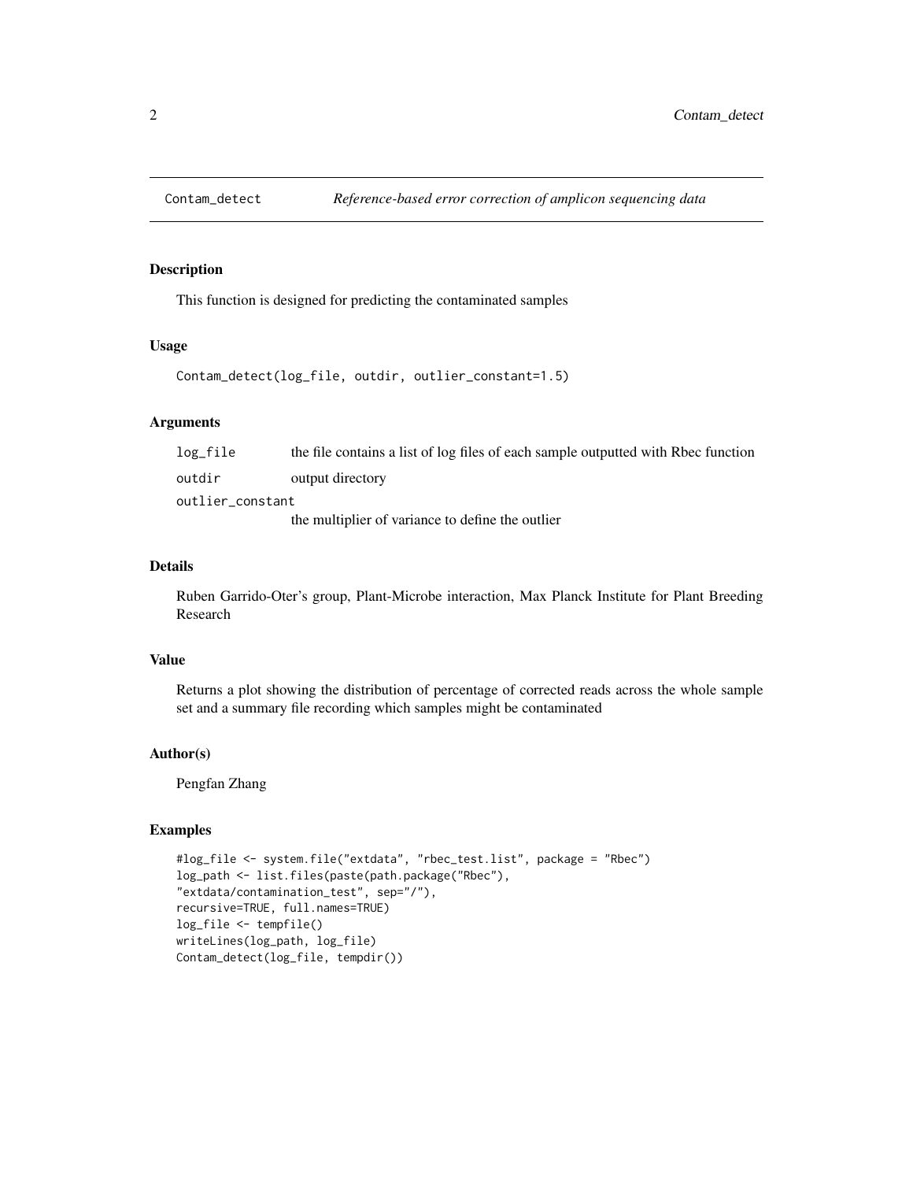## Contam_detect — *Reference-based error correction of amplicon sequencing data*

### Description

This function is designed for predicting the contaminated samples

### Usage

```
Contam_detect(log_file, outdir, outlier_constant=1.5)
```

### Arguments

| | |
|---|---|
| `log_file` | the file contains a list of log files of each sample outputted with Rbec function |
| `outdir` | output directory |
| `outlier_constant` | the multiplier of variance to define the outlier |

### Details

Ruben Garrido-Oter's group, Plant-Microbe interaction, Max Planck Institute for Plant Breeding Research

### Value

Returns a plot showing the distribution of percentage of corrected reads across the whole sample set and a summary file recording which samples might be contaminated

### Author(s)

Pengfan Zhang

### Examples

```
#log_file <- system.file("extdata", "rbec_test.list", package = "Rbec")
log_path <- list.files(paste(path.package("Rbec"),
"extdata/contamination_test", sep="/"),
recursive=TRUE, full.names=TRUE)
log_file <- tempfile()
writeLines(log_path, log_file)
Contam_detect(log_file, tempdir())
```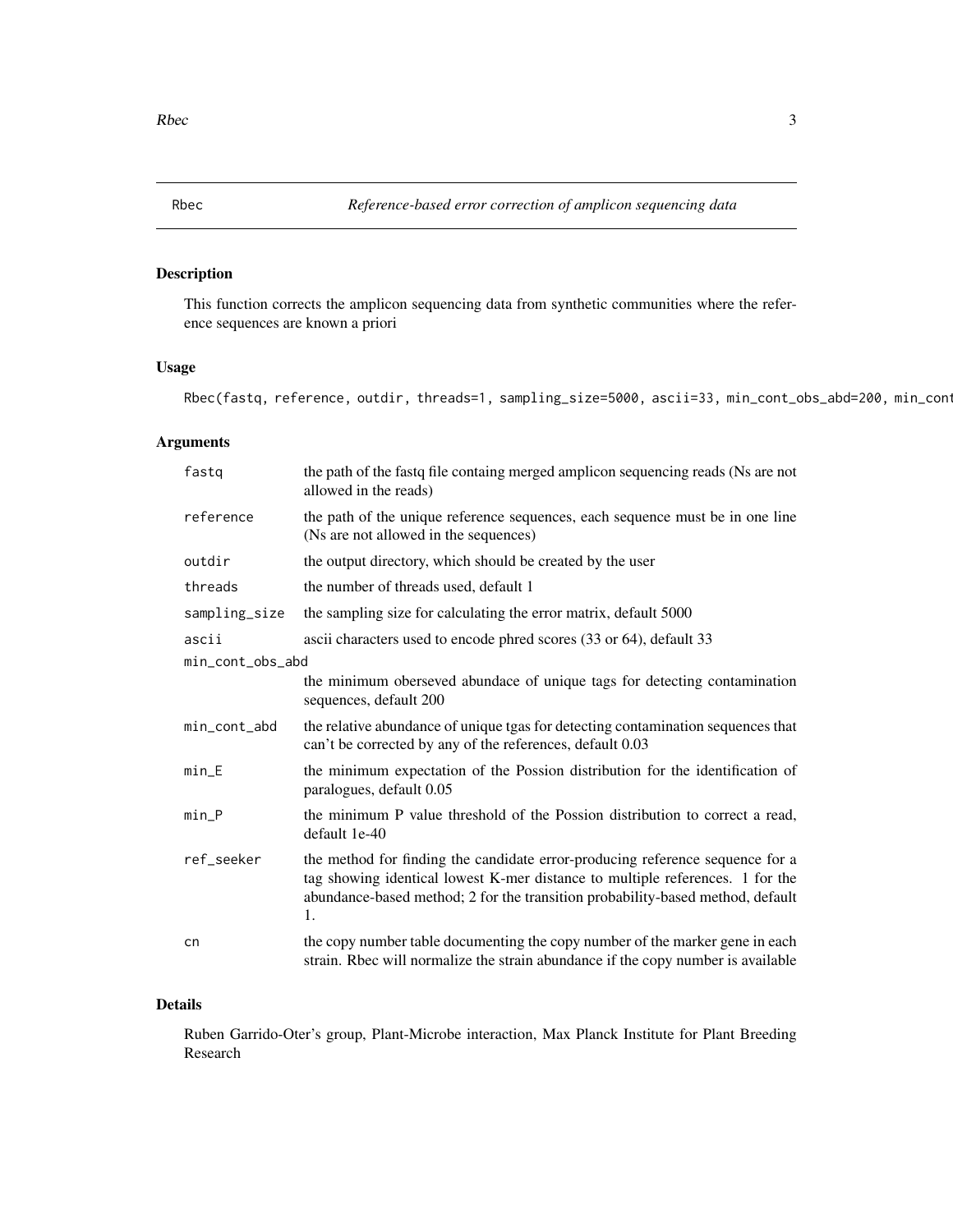# Rbec

*Reference-based error correction of amplicon sequencing data*

## Description

This function corrects the amplicon sequencing data from synthetic communities where the reference sequences are known a priori

## Usage

```
Rbec(fastq, reference, outdir, threads=1, sampling_size=5000, ascii=33, min_cont_obs_abd=200, min_cont
```

## Arguments

| Argument | Description |
|---|---|
| fastq | the path of the fastq file containg merged amplicon sequencing reads (Ns are not allowed in the reads) |
| reference | the path of the unique reference sequences, each sequence must be in one line (Ns are not allowed in the sequences) |
| outdir | the output directory, which should be created by the user |
| threads | the number of threads used, default 1 |
| sampling_size | the sampling size for calculating the error matrix, default 5000 |
| ascii | ascii characters used to encode phred scores (33 or 64), default 33 |
| min_cont_obs_abd | the minimum oberseved abundace of unique tags for detecting contamination sequences, default 200 |
| min_cont_abd | the relative abundance of unique tgas for detecting contamination sequences that can't be corrected by any of the references, default 0.03 |
| min_E | the minimum expectation of the Possion distribution for the identification of paralogues, default 0.05 |
| min_P | the minimum P value threshold of the Possion distribution to correct a read, default 1e-40 |
| ref_seeker | the method for finding the candidate error-producing reference sequence for a tag showing identical lowest K-mer distance to multiple references. 1 for the abundance-based method; 2 for the transition probability-based method, default 1. |
| cn | the copy number table documenting the copy number of the marker gene in each strain. Rbec will normalize the strain abundance if the copy number is available |

## Details

Ruben Garrido-Oter's group, Plant-Microbe interaction, Max Planck Institute for Plant Breeding Research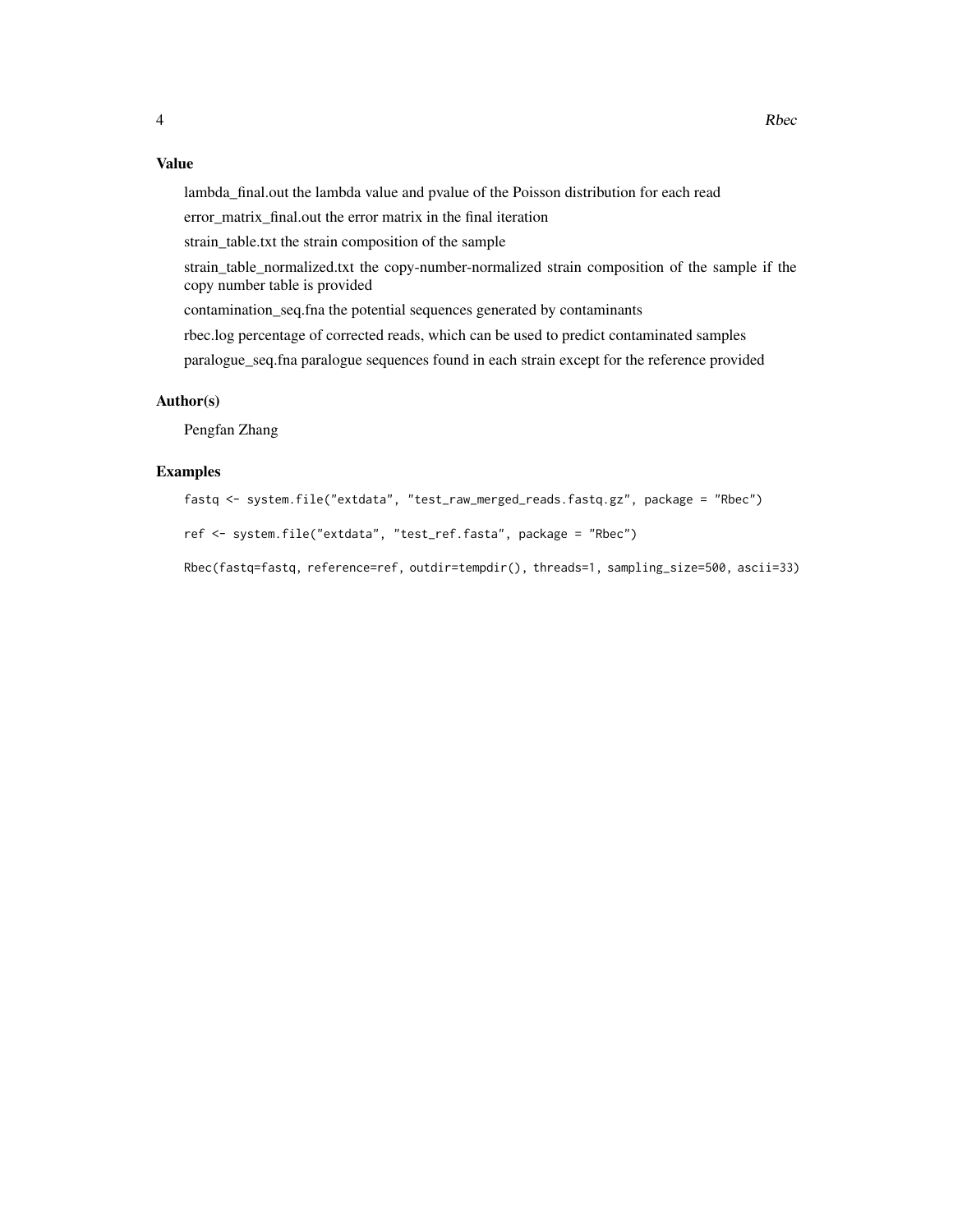### Value

lambda_final.out the lambda value and pvalue of the Poisson distribution for each read

error_matrix_final.out the error matrix in the final iteration

strain_table.txt the strain composition of the sample

strain_table_normalized.txt the copy-number-normalized strain composition of the sample if the copy number table is provided

contamination_seq.fna the potential sequences generated by contaminants

rbec.log percentage of corrected reads, which can be used to predict contaminated samples

paralogue_seq.fna paralogue sequences found in each strain except for the reference provided

### Author(s)

Pengfan Zhang

### Examples

```
fastq <- system.file("extdata", "test_raw_merged_reads.fastq.gz", package = "Rbec")

ref <- system.file("extdata", "test_ref.fasta", package = "Rbec")

Rbec(fastq=fastq, reference=ref, outdir=tempdir(), threads=1, sampling_size=500, ascii=33)
```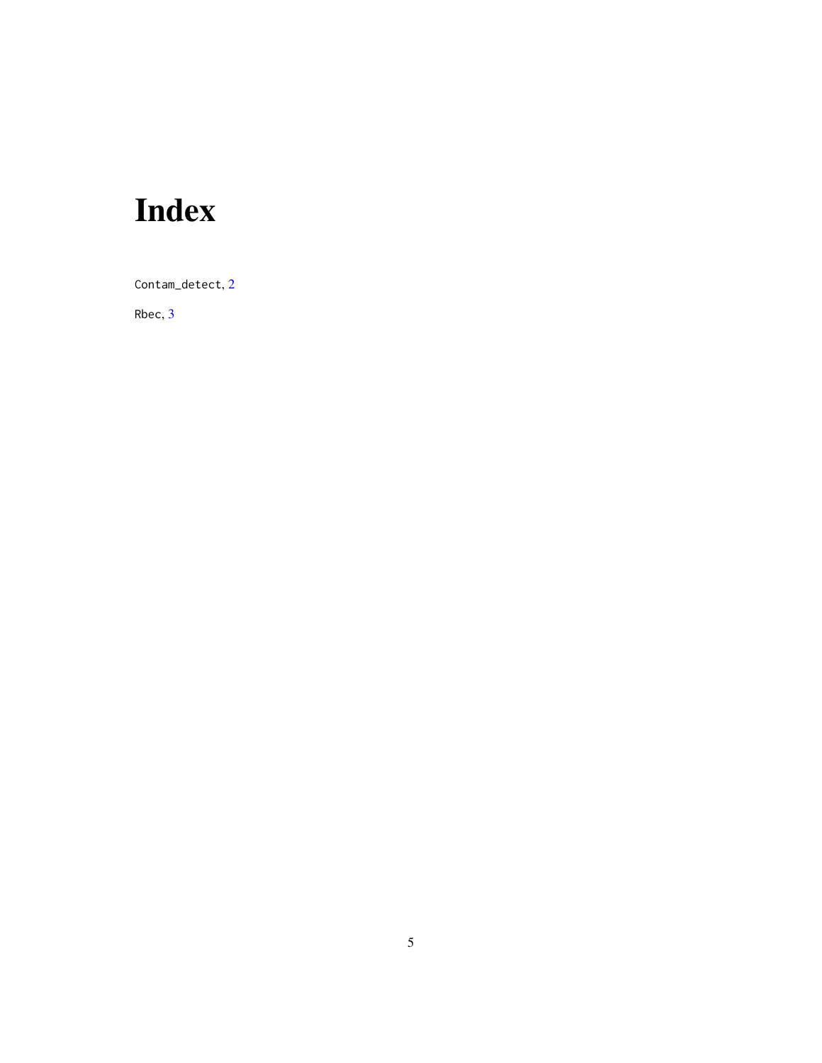# Index

Contam_detect, 2

Rbec, 3